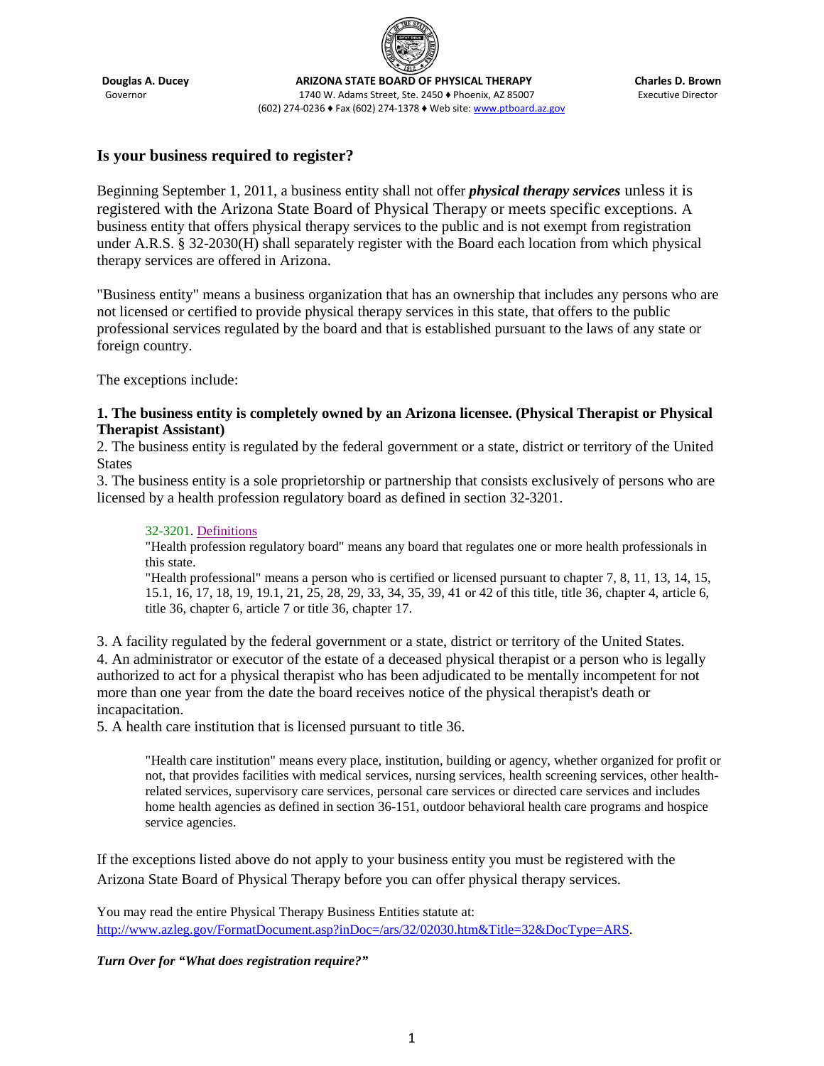**Douglas A. Ducey**
Governor

**ARIZONA STATE BOARD OF PHYSICAL THERAPY**
1740 W. Adams Street, Ste. 2450 ♦ Phoenix, AZ 85007
(602) 274-0236 ♦ Fax (602) 274-1378 ♦ Web site: www.ptboard.az.gov

**Charles D. Brown**
Executive Director

## Is your business required to register?

Beginning September 1, 2011, a business entity shall not offer ***physical therapy services*** unless it is registered with the Arizona State Board of Physical Therapy or meets specific exceptions. A business entity that offers physical therapy services to the public and is not exempt from registration under A.R.S. § 32-2030(H) shall separately register with the Board each location from which physical therapy services are offered in Arizona.

"Business entity" means a business organization that has an ownership that includes any persons who are not licensed or certified to provide physical therapy services in this state, that offers to the public professional services regulated by the board and that is established pursuant to the laws of any state or foreign country.

The exceptions include:

**1. The business entity is completely owned by an Arizona licensee. (Physical Therapist or Physical Therapist Assistant)**
2. The business entity is regulated by the federal government or a state, district or territory of the United States
3. The business entity is a sole proprietorship or partnership that consists exclusively of persons who are licensed by a health profession regulatory board as defined in section 32-3201.

> 32-3201. Definitions
> "Health profession regulatory board" means any board that regulates one or more health professionals in this state.
> "Health professional" means a person who is certified or licensed pursuant to chapter 7, 8, 11, 13, 14, 15, 15.1, 16, 17, 18, 19, 19.1, 21, 25, 28, 29, 33, 34, 35, 39, 41 or 42 of this title, title 36, chapter 4, article 6, title 36, chapter 6, article 7 or title 36, chapter 17.

3. A facility regulated by the federal government or a state, district or territory of the United States.
4. An administrator or executor of the estate of a deceased physical therapist or a person who is legally authorized to act for a physical therapist who has been adjudicated to be mentally incompetent for not more than one year from the date the board receives notice of the physical therapist's death or incapacitation.
5. A health care institution that is licensed pursuant to title 36.

> "Health care institution" means every place, institution, building or agency, whether organized for profit or not, that provides facilities with medical services, nursing services, health screening services, other health-related services, supervisory care services, personal care services or directed care services and includes home health agencies as defined in section 36-151, outdoor behavioral health care programs and hospice service agencies.

If the exceptions listed above do not apply to your business entity you must be registered with the Arizona State Board of Physical Therapy before you can offer physical therapy services.

You may read the entire Physical Therapy Business Entities statute at: http://www.azleg.gov/FormatDocument.asp?inDoc=/ars/32/02030.htm&Title=32&DocType=ARS.

***Turn Over for "What does registration require?"***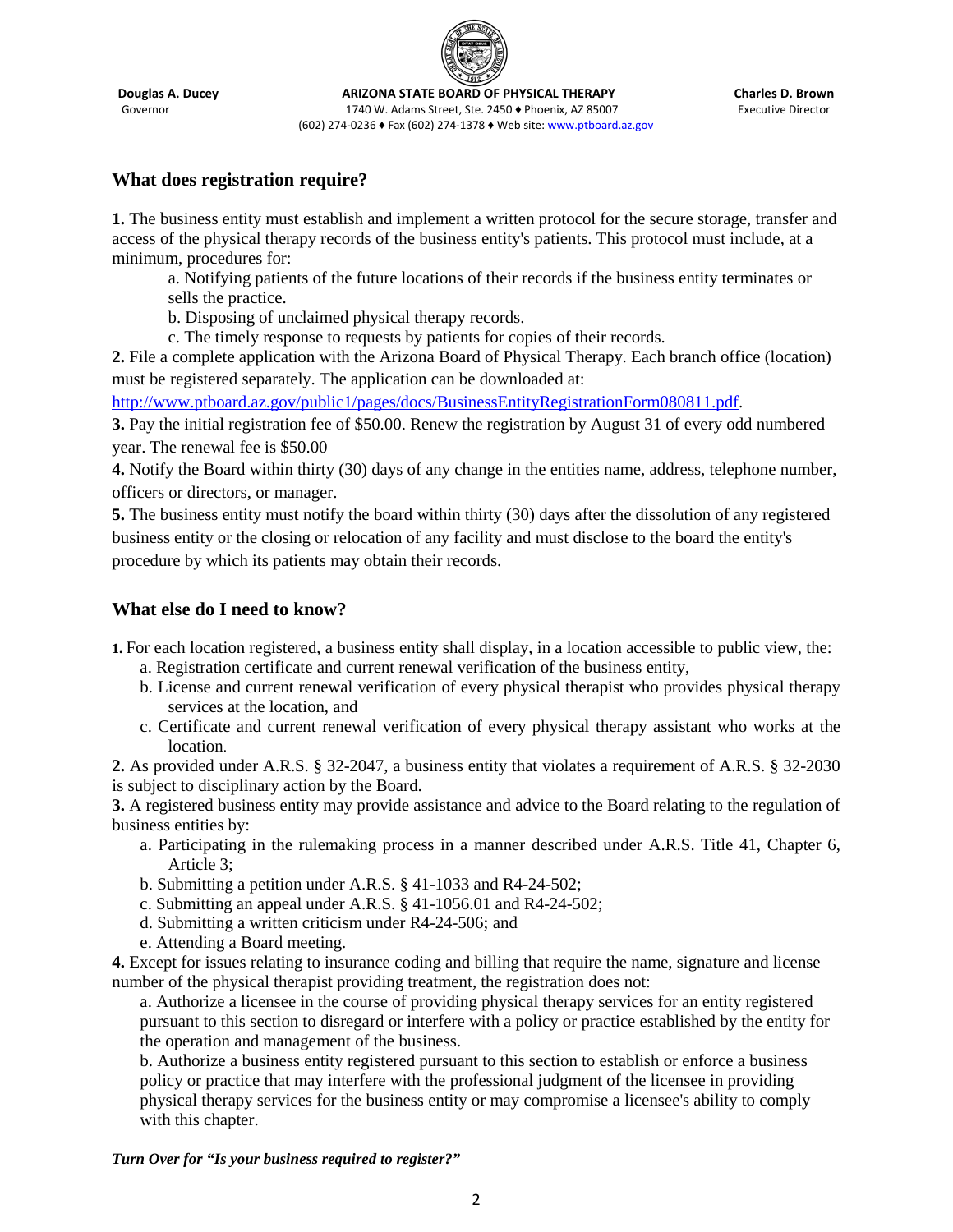Douglas A. Ducey
Governor

**ARIZONA STATE BOARD OF PHYSICAL THERAPY**
1740 W. Adams Street, Ste. 2450 ♦ Phoenix, AZ 85007
(602) 274-0236 ♦ Fax (602) 274-1378 ♦ Web site: www.ptboard.az.gov

**Charles D. Brown**
Executive Director

## What does registration require?

**1.** The business entity must establish and implement a written protocol for the secure storage, transfer and access of the physical therapy records of the business entity's patients. This protocol must include, at a minimum, procedures for:

a. Notifying patients of the future locations of their records if the business entity terminates or sells the practice.
b. Disposing of unclaimed physical therapy records.
c. The timely response to requests by patients for copies of their records.

**2.** File a complete application with the Arizona Board of Physical Therapy. Each branch office (location) must be registered separately. The application can be downloaded at: http://www.ptboard.az.gov/public1/pages/docs/BusinessEntityRegistrationForm080811.pdf.

**3.** Pay the initial registration fee of $50.00. Renew the registration by August 31 of every odd numbered year. The renewal fee is $50.00

**4.** Notify the Board within thirty (30) days of any change in the entities name, address, telephone number, officers or directors, or manager.

**5.** The business entity must notify the board within thirty (30) days after the dissolution of any registered business entity or the closing or relocation of any facility and must disclose to the board the entity's procedure by which its patients may obtain their records.

## What else do I need to know?

**1.** For each location registered, a business entity shall display, in a location accessible to public view, the:

a. Registration certificate and current renewal verification of the business entity,
b. License and current renewal verification of every physical therapist who provides physical therapy services at the location, and
c. Certificate and current renewal verification of every physical therapy assistant who works at the location.

**2.** As provided under A.R.S. § 32-2047, a business entity that violates a requirement of A.R.S. § 32-2030 is subject to disciplinary action by the Board.

**3.** A registered business entity may provide assistance and advice to the Board relating to the regulation of business entities by:

a. Participating in the rulemaking process in a manner described under A.R.S. Title 41, Chapter 6, Article 3;
b. Submitting a petition under A.R.S. § 41-1033 and R4-24-502;
c. Submitting an appeal under A.R.S. § 41-1056.01 and R4-24-502;
d. Submitting a written criticism under R4-24-506; and
e. Attending a Board meeting.

**4.** Except for issues relating to insurance coding and billing that require the name, signature and license number of the physical therapist providing treatment, the registration does not:

a. Authorize a licensee in the course of providing physical therapy services for an entity registered pursuant to this section to disregard or interfere with a policy or practice established by the entity for the operation and management of the business.

b. Authorize a business entity registered pursuant to this section to establish or enforce a business policy or practice that may interfere with the professional judgment of the licensee in providing physical therapy services for the business entity or may compromise a licensee's ability to comply with this chapter.

***Turn Over for "Is your business required to register?"***